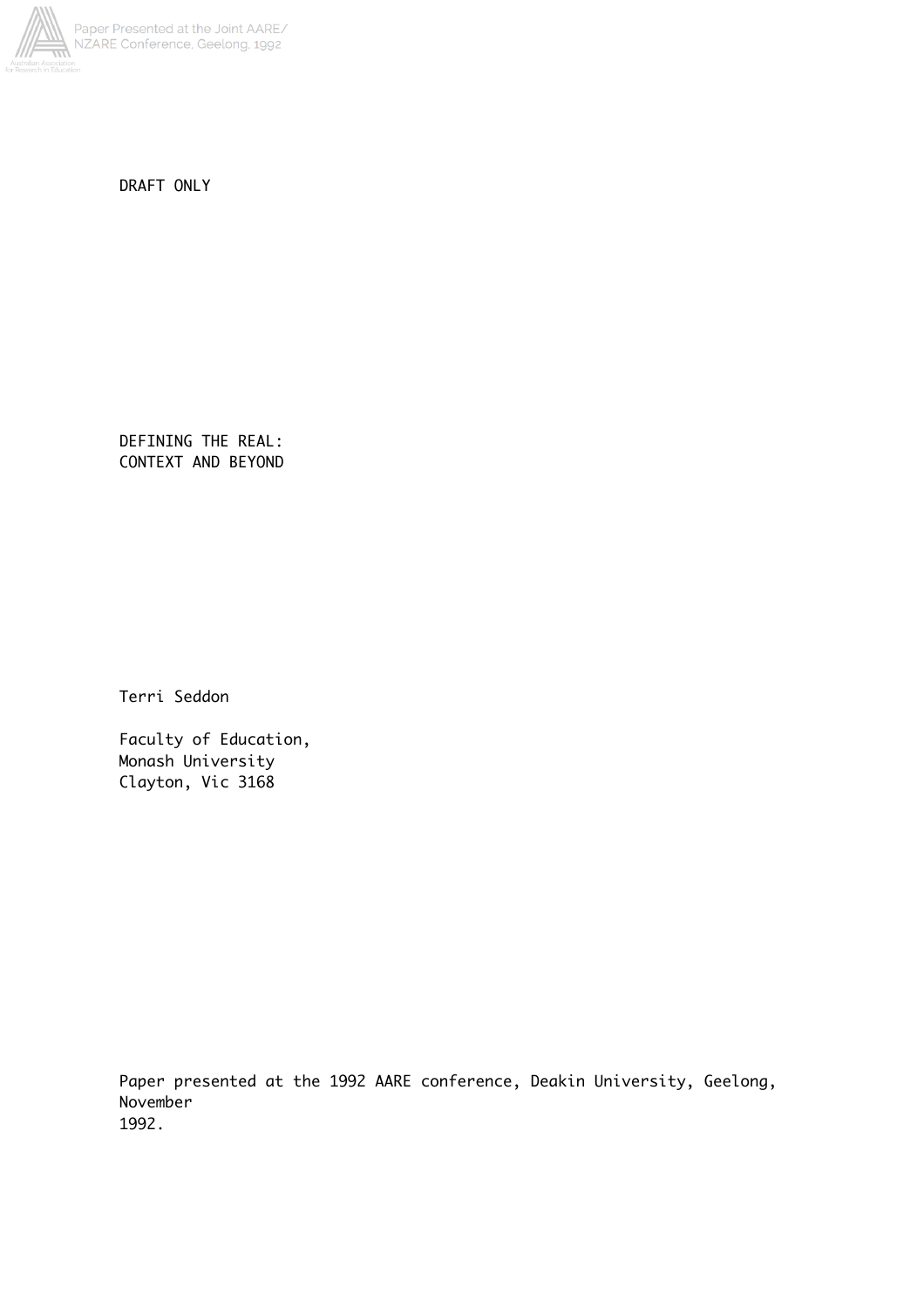DRAFT ONLY

# DEFINING THE REAL: CONTEXT AND BEYOND

Terri Seddon

Faculty of Education,
Monash University
Clayton, Vic 3168

Paper presented at the 1992 AARE conference, Deakin University, Geelong, November 1992.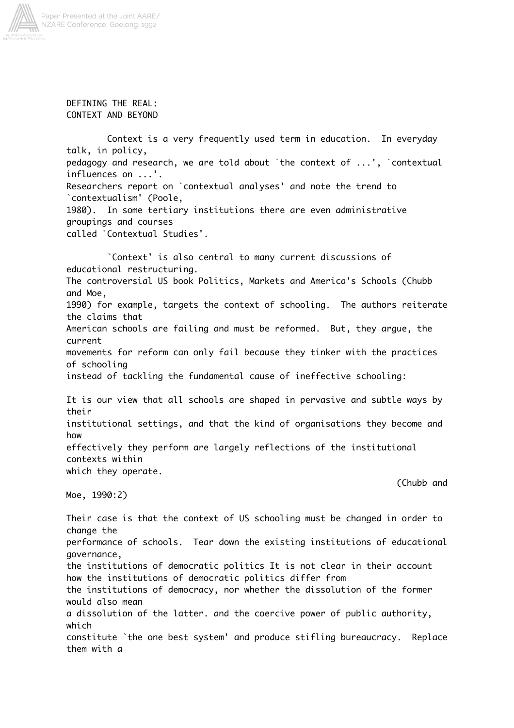# DEFINING THE REAL: CONTEXT AND BEYOND

Context is a very frequently used term in education. In everyday talk, in policy, pedagogy and research, we are told about `the context of ...', `contextual influences on ...'. Researchers report on `contextual analyses' and note the trend to `contextualism' (Poole, 1980). In some tertiary institutions there are even administrative groupings and courses called `Contextual Studies'.

`Context' is also central to many current discussions of educational restructuring. The controversial US book Politics, Markets and America's Schools (Chubb and Moe, 1990) for example, targets the context of schooling. The authors reiterate the claims that American schools are failing and must be reformed. But, they argue, the current movements for reform can only fail because they tinker with the practices of schooling instead of tackling the fundamental cause of ineffective schooling:

> It is our view that all schools are shaped in pervasive and subtle ways by their institutional settings, and that the kind of organisations they become and how effectively they perform are largely reflections of the institutional contexts within which they operate.
>
> (Chubb and Moe, 1990:2)

Their case is that the context of US schooling must be changed in order to change the performance of schools. Tear down the existing institutions of educational governance, the institutions of democratic politics It is not clear in their account how the institutions of democratic politics differ from the institutions of democracy, nor whether the dissolution of the former would also mean a dissolution of the latter. and the coercive power of public authority, which constitute `the one best system' and produce stifling bureaucracy. Replace them with a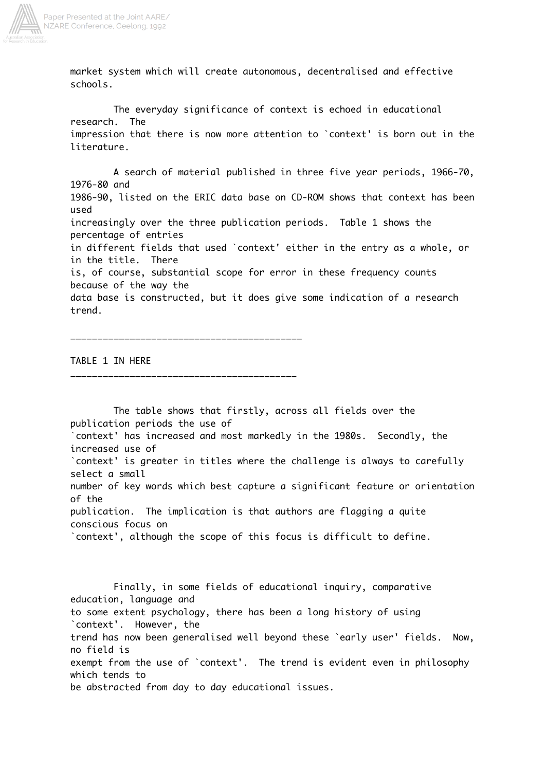market system which will create autonomous, decentralised and effective schools.

The everyday significance of context is echoed in educational research. The impression that there is now more attention to `context' is born out in the literature.

A search of material published in three five year periods, 1966-70, 1976-80 and 1986-90, listed on the ERIC data base on CD-ROM shows that context has been used increasingly over the three publication periods. Table 1 shows the percentage of entries in different fields that used `context' either in the entry as a whole, or in the title. There is, of course, substantial scope for error in these frequency counts because of the way the data base is constructed, but it does give some indication of a research trend.

---

TABLE 1 IN HERE

---

The table shows that firstly, across all fields over the publication periods the use of `context' has increased and most markedly in the 1980s. Secondly, the increased use of `context' is greater in titles where the challenge is always to carefully select a small number of key words which best capture a significant feature or orientation of the publication. The implication is that authors are flagging a quite conscious focus on `context', although the scope of this focus is difficult to define.

Finally, in some fields of educational inquiry, comparative education, language and to some extent psychology, there has been a long history of using `context'. However, the trend has now been generalised well beyond these `early user' fields. Now, no field is exempt from the use of `context'. The trend is evident even in philosophy which tends to be abstracted from day to day educational issues.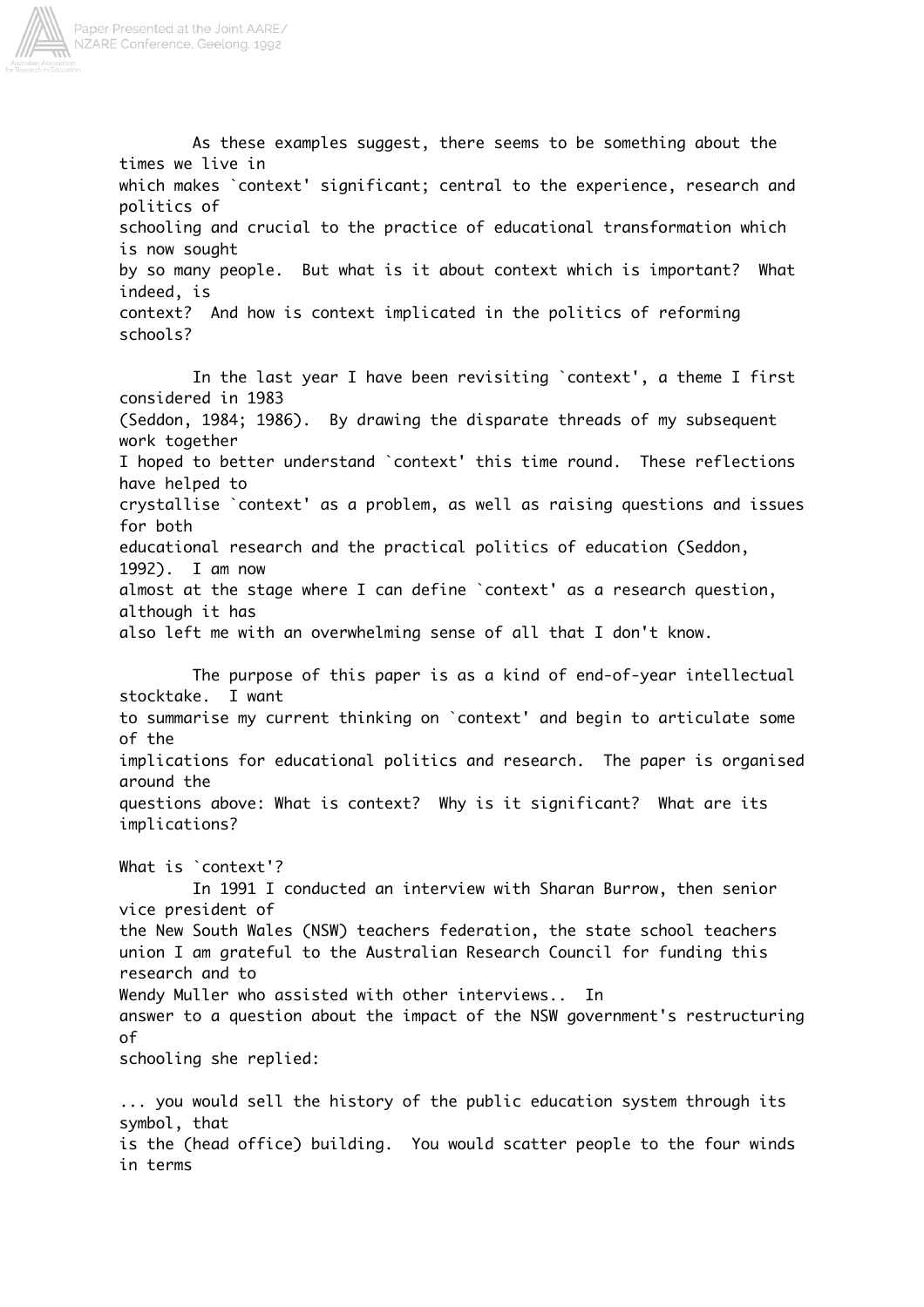As these examples suggest, there seems to be something about the times we live in which makes `context' significant; central to the experience, research and politics of schooling and crucial to the practice of educational transformation which is now sought by so many people. But what is it about context which is important? What indeed, is context? And how is context implicated in the politics of reforming schools?

In the last year I have been revisiting `context', a theme I first considered in 1983 (Seddon, 1984; 1986). By drawing the disparate threads of my subsequent work together I hoped to better understand `context' this time round. These reflections have helped to crystallise `context' as a problem, as well as raising questions and issues for both educational research and the practical politics of education (Seddon, 1992). I am now almost at the stage where I can define `context' as a research question, although it has also left me with an overwhelming sense of all that I don't know.

The purpose of this paper is as a kind of end-of-year intellectual stocktake. I want to summarise my current thinking on `context' and begin to articulate some of the implications for educational politics and research. The paper is organised around the questions above: What is context? Why is it significant? What are its implications?

## What is `context'?

In 1991 I conducted an interview with Sharan Burrow, then senior vice president of the New South Wales (NSW) teachers federation, the state school teachers union I am grateful to the Australian Research Council for funding this research and to Wendy Muller who assisted with other interviews.. In answer to a question about the impact of the NSW government's restructuring of schooling she replied:

... you would sell the history of the public education system through its symbol, that is the (head office) building. You would scatter people to the four winds in terms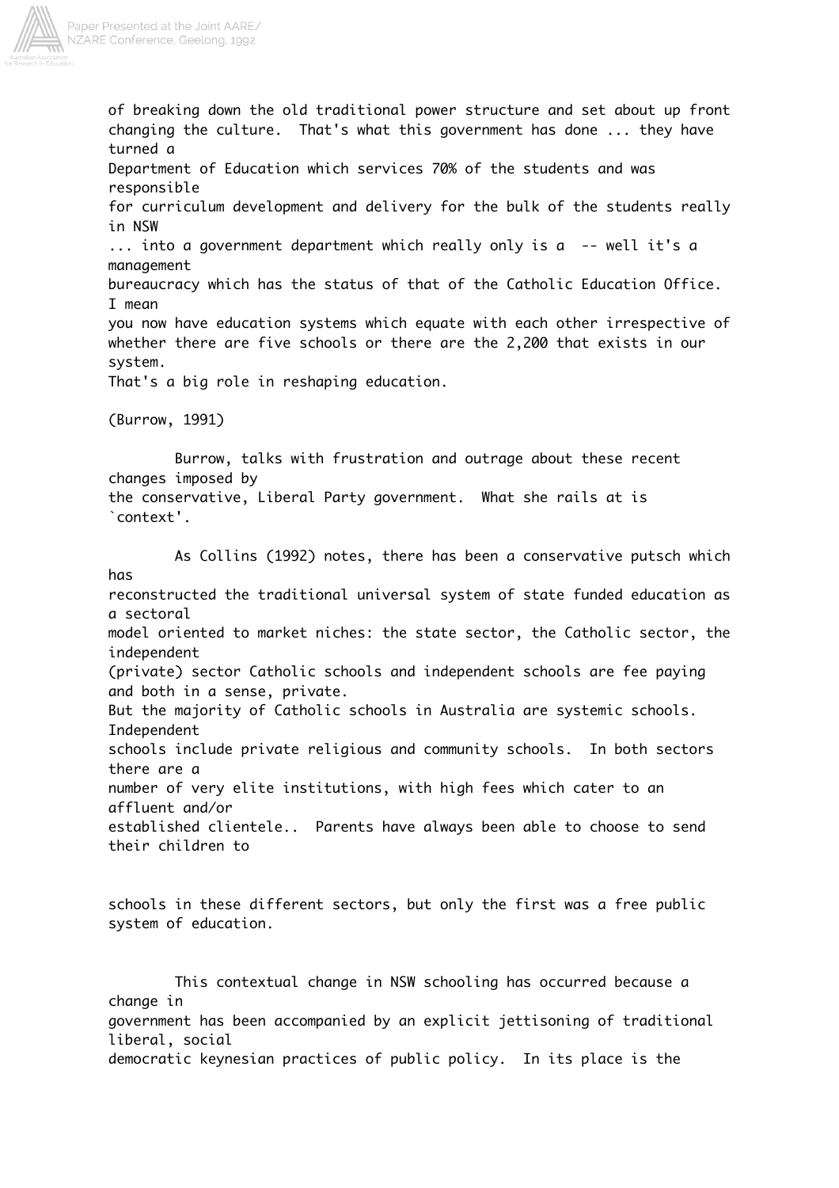of breaking down the old traditional power structure and set about up front changing the culture. That's what this government has done ... they have turned a Department of Education which services 70% of the students and was responsible for curriculum development and delivery for the bulk of the students really in NSW ... into a government department which really only is a -- well it's a management bureaucracy which has the status of that of the Catholic Education Office. I mean you now have education systems which equate with each other irrespective of whether there are five schools or there are the 2,200 that exists in our system. That's a big role in reshaping education.

(Burrow, 1991)

Burrow, talks with frustration and outrage about these recent changes imposed by the conservative, Liberal Party government. What she rails at is `context'.

As Collins (1992) notes, there has been a conservative putsch which has reconstructed the traditional universal system of state funded education as a sectoral model oriented to market niches: the state sector, the Catholic sector, the independent (private) sector Catholic schools and independent schools are fee paying and both in a sense, private. But the majority of Catholic schools in Australia are systemic schools. Independent schools include private religious and community schools. In both sectors there are a number of very elite institutions, with high fees which cater to an affluent and/or established clientele.. Parents have always been able to choose to send their children to schools in these different sectors, but only the first was a free public system of education.

This contextual change in NSW schooling has occurred because a change in government has been accompanied by an explicit jettisoning of traditional liberal, social democratic keynesian practices of public policy. In its place is the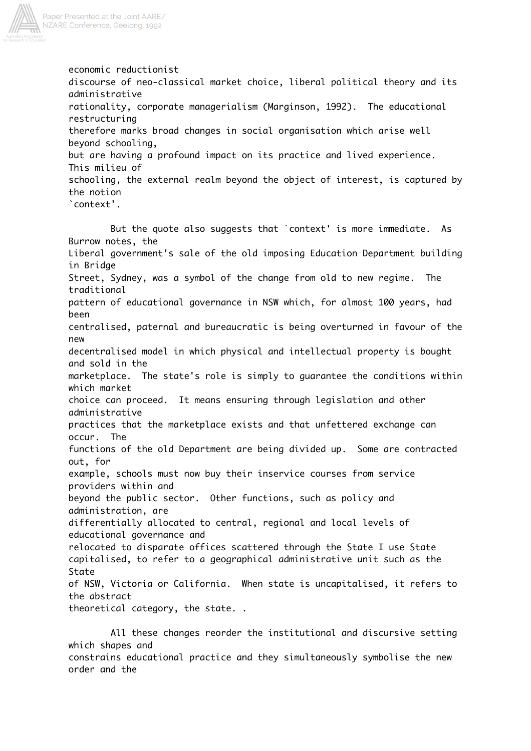economic reductionist discourse of neo-classical market choice, liberal political theory and its administrative rationality, corporate managerialism (Marginson, 1992). The educational restructuring therefore marks broad changes in social organisation which arise well beyond schooling, but are having a profound impact on its practice and lived experience. This milieu of schooling, the external realm beyond the object of interest, is captured by the notion `context'.

But the quote also suggests that `context' is more immediate. As Burrow notes, the Liberal government's sale of the old imposing Education Department building in Bridge Street, Sydney, was a symbol of the change from old to new regime. The traditional pattern of educational governance in NSW which, for almost 100 years, had been centralised, paternal and bureaucratic is being overturned in favour of the new decentralised model in which physical and intellectual property is bought and sold in the marketplace. The state's role is simply to guarantee the conditions within which market choice can proceed. It means ensuring through legislation and other administrative practices that the marketplace exists and that unfettered exchange can occur. The functions of the old Department are being divided up. Some are contracted out, for example, schools must now buy their inservice courses from service providers within and beyond the public sector. Other functions, such as policy and administration, are differentially allocated to central, regional and local levels of educational governance and relocated to disparate offices scattered through the State I use State capitalised, to refer to a geographical administrative unit such as the State of NSW, Victoria or California. When state is uncapitalised, it refers to the abstract theoretical category, the state. .

All these changes reorder the institutional and discursive setting which shapes and constrains educational practice and they simultaneously symbolise the new order and the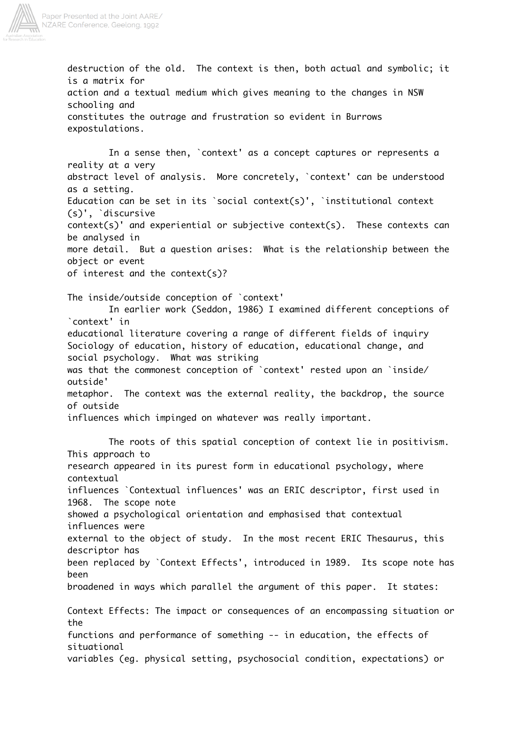destruction of the old. The context is then, both actual and symbolic; it is a matrix for action and a textual medium which gives meaning to the changes in NSW schooling and constitutes the outrage and frustration so evident in Burrows expostulations.

In a sense then, `context' as a concept captures or represents a reality at a very abstract level of analysis. More concretely, `context' can be understood as a setting. Education can be set in its `social context(s)', `institutional context (s)', `discursive context(s)' and experiential or subjective context(s). These contexts can be analysed in more detail. But a question arises: What is the relationship between the object or event of interest and the context(s)?

## The inside/outside conception of `context'

In earlier work (Seddon, 1986) I examined different conceptions of `context' in educational literature covering a range of different fields of inquiry Sociology of education, history of education, educational change, and social psychology. What was striking was that the commonest conception of `context' rested upon an `inside/ outside' metaphor. The context was the external reality, the backdrop, the source of outside influences which impinged on whatever was really important.

The roots of this spatial conception of context lie in positivism. This approach to research appeared in its purest form in educational psychology, where contextual influences `Contextual influences' was an ERIC descriptor, first used in 1968. The scope note showed a psychological orientation and emphasised that contextual influences were external to the object of study. In the most recent ERIC Thesaurus, this descriptor has been replaced by `Context Effects', introduced in 1989. Its scope note has been broadened in ways which parallel the argument of this paper. It states:

Context Effects: The impact or consequences of an encompassing situation or the functions and performance of something -- in education, the effects of situational variables (eg. physical setting, psychosocial condition, expectations) or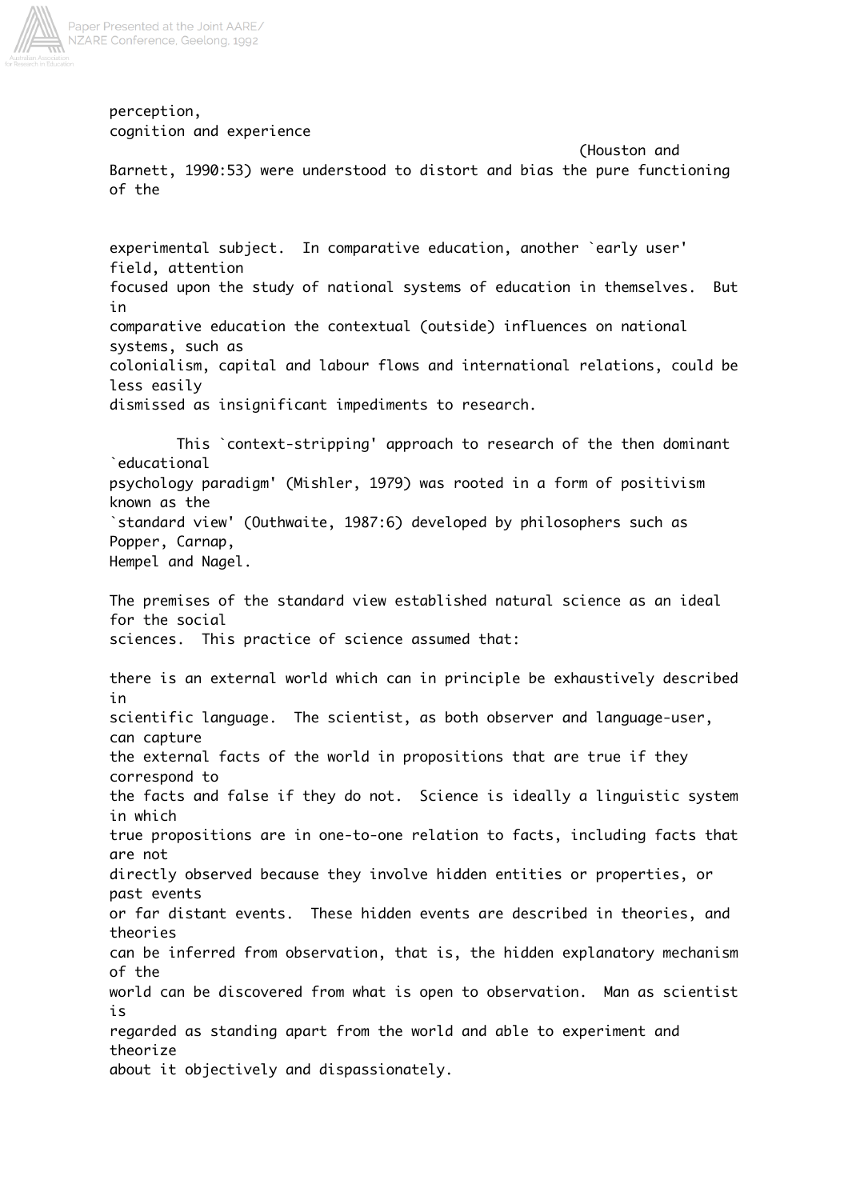perception, cognition and experience (Houston and Barnett, 1990:53) were understood to distort and bias the pure functioning of the experimental subject. In comparative education, another `early user' field, attention focused upon the study of national systems of education in themselves. But in comparative education the contextual (outside) influences on national systems, such as colonialism, capital and labour flows and international relations, could be less easily dismissed as insignificant impediments to research.

This `context-stripping' approach to research of the then dominant `educational psychology paradigm' (Mishler, 1979) was rooted in a form of positivism known as the `standard view' (Outhwaite, 1987:6) developed by philosophers such as Popper, Carnap, Hempel and Nagel.

The premises of the standard view established natural science as an ideal for the social sciences. This practice of science assumed that:

there is an external world which can in principle be exhaustively described in scientific language. The scientist, as both observer and language-user, can capture the external facts of the world in propositions that are true if they correspond to the facts and false if they do not. Science is ideally a linguistic system in which true propositions are in one-to-one relation to facts, including facts that are not directly observed because they involve hidden entities or properties, or past events or far distant events. These hidden events are described in theories, and theories can be inferred from observation, that is, the hidden explanatory mechanism of the world can be discovered from what is open to observation. Man as scientist is regarded as standing apart from the world and able to experiment and theorize about it objectively and dispassionately.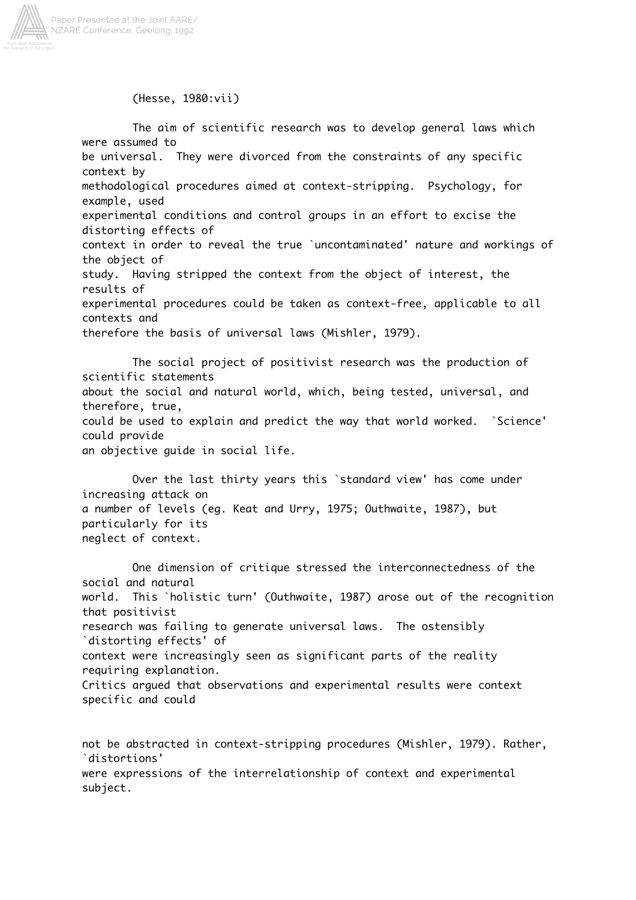(Hesse, 1980:vii)

The aim of scientific research was to develop general laws which were assumed to be universal. They were divorced from the constraints of any specific context by methodological procedures aimed at context-stripping. Psychology, for example, used experimental conditions and control groups in an effort to excise the distorting effects of context in order to reveal the true `uncontaminated' nature and workings of the object of study. Having stripped the context from the object of interest, the results of experimental procedures could be taken as context-free, applicable to all contexts and therefore the basis of universal laws (Mishler, 1979).

The social project of positivist research was the production of scientific statements about the social and natural world, which, being tested, universal, and therefore, true, could be used to explain and predict the way that world worked. `Science' could provide an objective guide in social life.

Over the last thirty years this `standard view' has come under increasing attack on a number of levels (eg. Keat and Urry, 1975; Outhwaite, 1987), but particularly for its neglect of context.

One dimension of critique stressed the interconnectedness of the social and natural world. This `holistic turn' (Outhwaite, 1987) arose out of the recognition that positivist research was failing to generate universal laws. The ostensibly `distorting effects' of context were increasingly seen as significant parts of the reality requiring explanation. Critics argued that observations and experimental results were context specific and could not be abstracted in context-stripping procedures (Mishler, 1979). Rather, `distortions' were expressions of the interrelationship of context and experimental subject.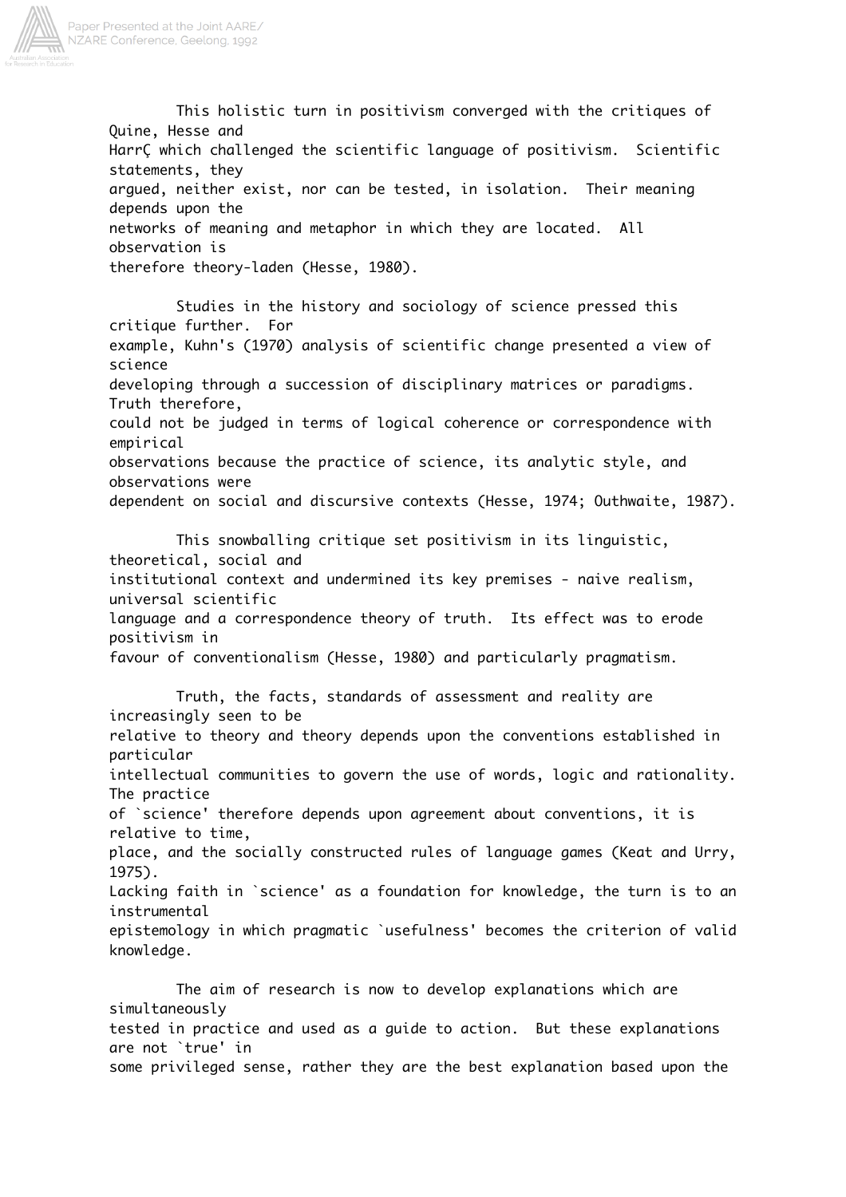This holistic turn in positivism converged with the critiques of Quine, Hesse and HarrÇ which challenged the scientific language of positivism. Scientific statements, they argued, neither exist, nor can be tested, in isolation. Their meaning depends upon the networks of meaning and metaphor in which they are located. All observation is therefore theory-laden (Hesse, 1980).

Studies in the history and sociology of science pressed this critique further. For example, Kuhn's (1970) analysis of scientific change presented a view of science developing through a succession of disciplinary matrices or paradigms. Truth therefore, could not be judged in terms of logical coherence or correspondence with empirical observations because the practice of science, its analytic style, and observations were dependent on social and discursive contexts (Hesse, 1974; Outhwaite, 1987).

This snowballing critique set positivism in its linguistic, theoretical, social and institutional context and undermined its key premises - naive realism, universal scientific language and a correspondence theory of truth. Its effect was to erode positivism in favour of conventionalism (Hesse, 1980) and particularly pragmatism.

Truth, the facts, standards of assessment and reality are increasingly seen to be relative to theory and theory depends upon the conventions established in particular intellectual communities to govern the use of words, logic and rationality. The practice of `science' therefore depends upon agreement about conventions, it is relative to time, place, and the socially constructed rules of language games (Keat and Urry, 1975). Lacking faith in `science' as a foundation for knowledge, the turn is to an instrumental epistemology in which pragmatic `usefulness' becomes the criterion of valid knowledge.

The aim of research is now to develop explanations which are simultaneously tested in practice and used as a guide to action. But these explanations are not `true' in some privileged sense, rather they are the best explanation based upon the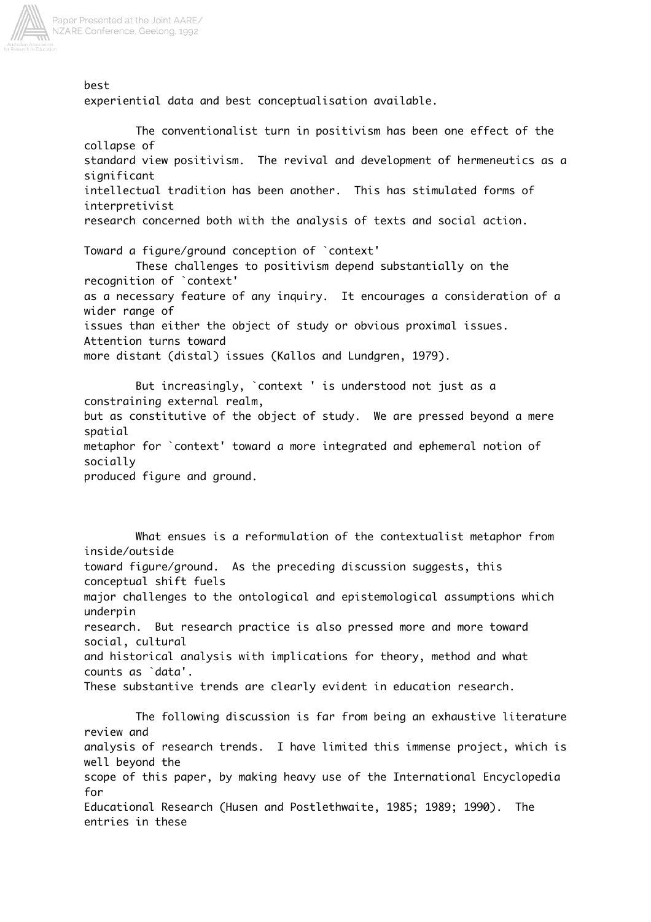best experiential data and best conceptualisation available.

The conventionalist turn in positivism has been one effect of the collapse of standard view positivism. The revival and development of hermeneutics as a significant intellectual tradition has been another. This has stimulated forms of interpretivist research concerned both with the analysis of texts and social action.

## Toward a figure/ground conception of `context'

These challenges to positivism depend substantially on the recognition of `context' as a necessary feature of any inquiry. It encourages a consideration of a wider range of issues than either the object of study or obvious proximal issues. Attention turns toward more distant (distal) issues (Kallos and Lundgren, 1979).

But increasingly, `context ' is understood not just as a constraining external realm, but as constitutive of the object of study. We are pressed beyond a mere spatial metaphor for `context' toward a more integrated and ephemeral notion of socially produced figure and ground.

What ensues is a reformulation of the contextualist metaphor from inside/outside toward figure/ground. As the preceding discussion suggests, this conceptual shift fuels major challenges to the ontological and epistemological assumptions which underpin research. But research practice is also pressed more and more toward social, cultural and historical analysis with implications for theory, method and what counts as `data'. These substantive trends are clearly evident in education research.

The following discussion is far from being an exhaustive literature review and analysis of research trends. I have limited this immense project, which is well beyond the scope of this paper, by making heavy use of the International Encyclopedia for Educational Research (Husen and Postlethwaite, 1985; 1989; 1990). The entries in these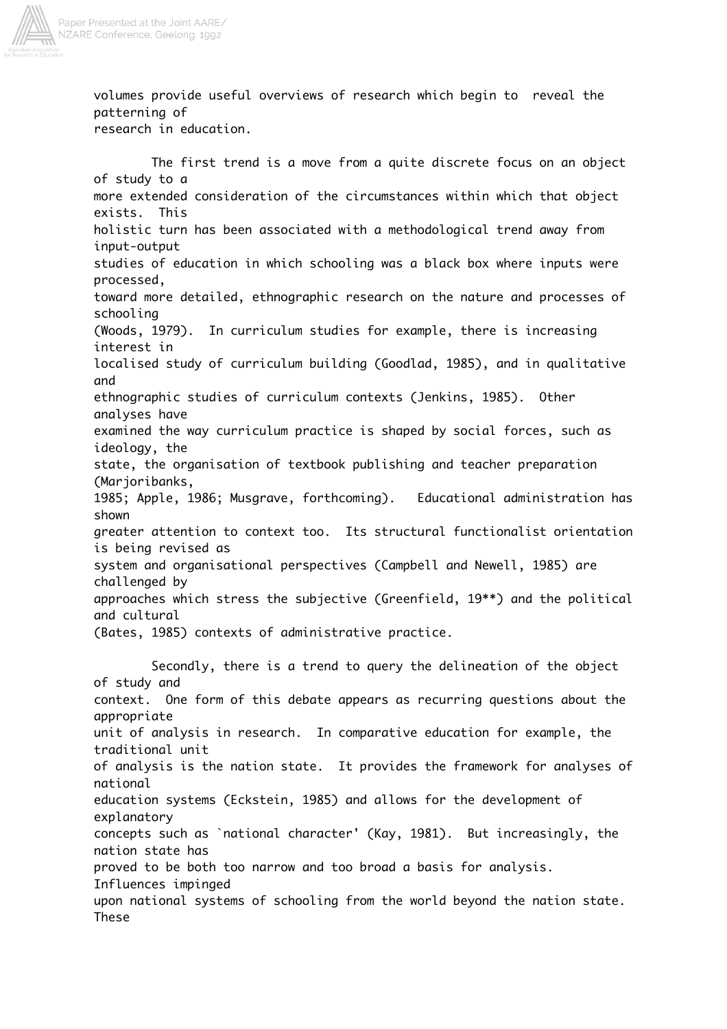volumes provide useful overviews of research which begin to reveal the patterning of research in education.

The first trend is a move from a quite discrete focus on an object of study to a more extended consideration of the circumstances within which that object exists. This holistic turn has been associated with a methodological trend away from input-output studies of education in which schooling was a black box where inputs were processed, toward more detailed, ethnographic research on the nature and processes of schooling (Woods, 1979). In curriculum studies for example, there is increasing interest in localised study of curriculum building (Goodlad, 1985), and in qualitative and ethnographic studies of curriculum contexts (Jenkins, 1985). Other analyses have examined the way curriculum practice is shaped by social forces, such as ideology, the state, the organisation of textbook publishing and teacher preparation (Marjoribanks, 1985; Apple, 1986; Musgrave, forthcoming). Educational administration has shown greater attention to context too. Its structural functionalist orientation is being revised as system and organisational perspectives (Campbell and Newell, 1985) are challenged by approaches which stress the subjective (Greenfield, 19**) and the political and cultural (Bates, 1985) contexts of administrative practice.

Secondly, there is a trend to query the delineation of the object of study and context. One form of this debate appears as recurring questions about the appropriate unit of analysis in research. In comparative education for example, the traditional unit of analysis is the nation state. It provides the framework for analyses of national education systems (Eckstein, 1985) and allows for the development of explanatory concepts such as `national character' (Kay, 1981). But increasingly, the nation state has proved to be both too narrow and too broad a basis for analysis. Influences impinged upon national systems of schooling from the world beyond the nation state. These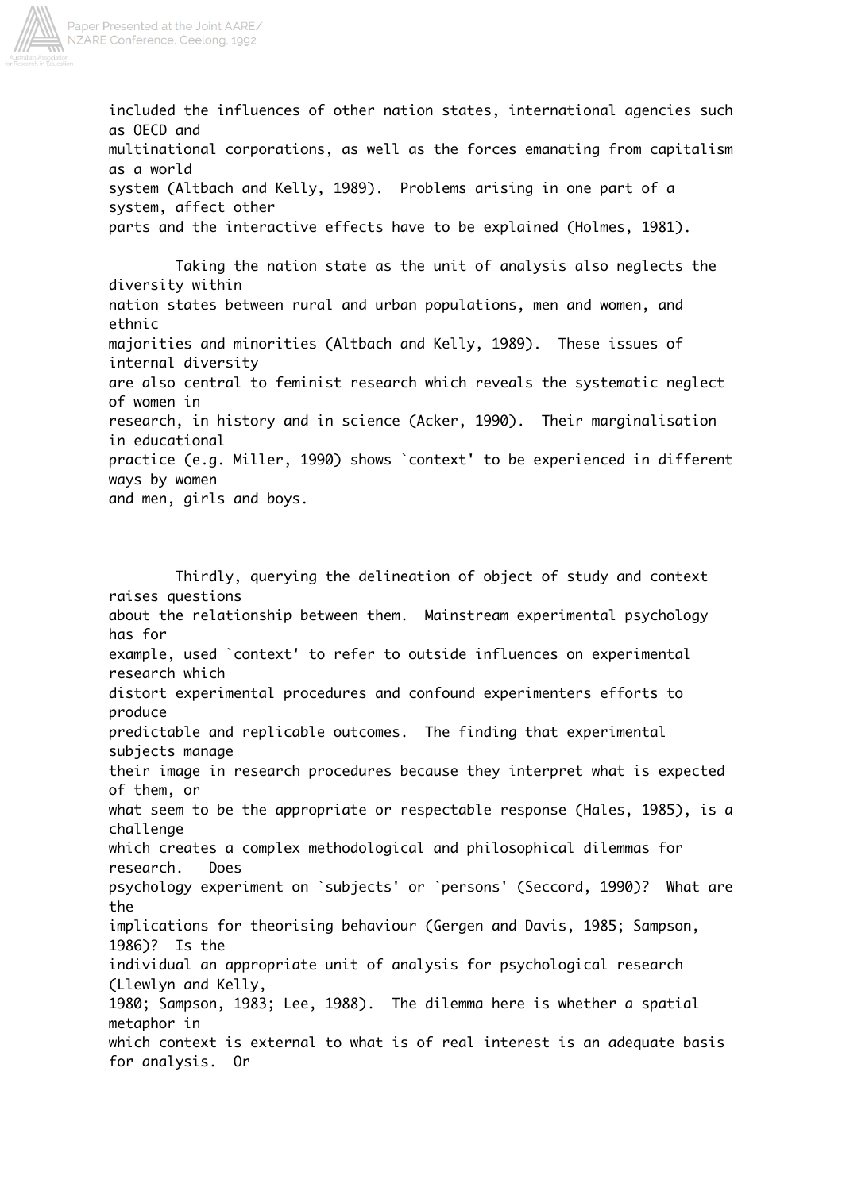included the influences of other nation states, international agencies such as OECD and multinational corporations, as well as the forces emanating from capitalism as a world system (Altbach and Kelly, 1989). Problems arising in one part of a system, affect other parts and the interactive effects have to be explained (Holmes, 1981).

Taking the nation state as the unit of analysis also neglects the diversity within nation states between rural and urban populations, men and women, and ethnic majorities and minorities (Altbach and Kelly, 1989). These issues of internal diversity are also central to feminist research which reveals the systematic neglect of women in research, in history and in science (Acker, 1990). Their marginalisation in educational practice (e.g. Miller, 1990) shows `context' to be experienced in different ways by women and men, girls and boys.

Thirdly, querying the delineation of object of study and context raises questions about the relationship between them. Mainstream experimental psychology has for example, used `context' to refer to outside influences on experimental research which distort experimental procedures and confound experimenters efforts to produce predictable and replicable outcomes. The finding that experimental subjects manage their image in research procedures because they interpret what is expected of them, or what seem to be the appropriate or respectable response (Hales, 1985), is a challenge which creates a complex methodological and philosophical dilemmas for research. Does psychology experiment on `subjects' or `persons' (Seccord, 1990)? What are the implications for theorising behaviour (Gergen and Davis, 1985; Sampson, 1986)? Is the individual an appropriate unit of analysis for psychological research (Llewlyn and Kelly, 1980; Sampson, 1983; Lee, 1988). The dilemma here is whether a spatial metaphor in which context is external to what is of real interest is an adequate basis for analysis. Or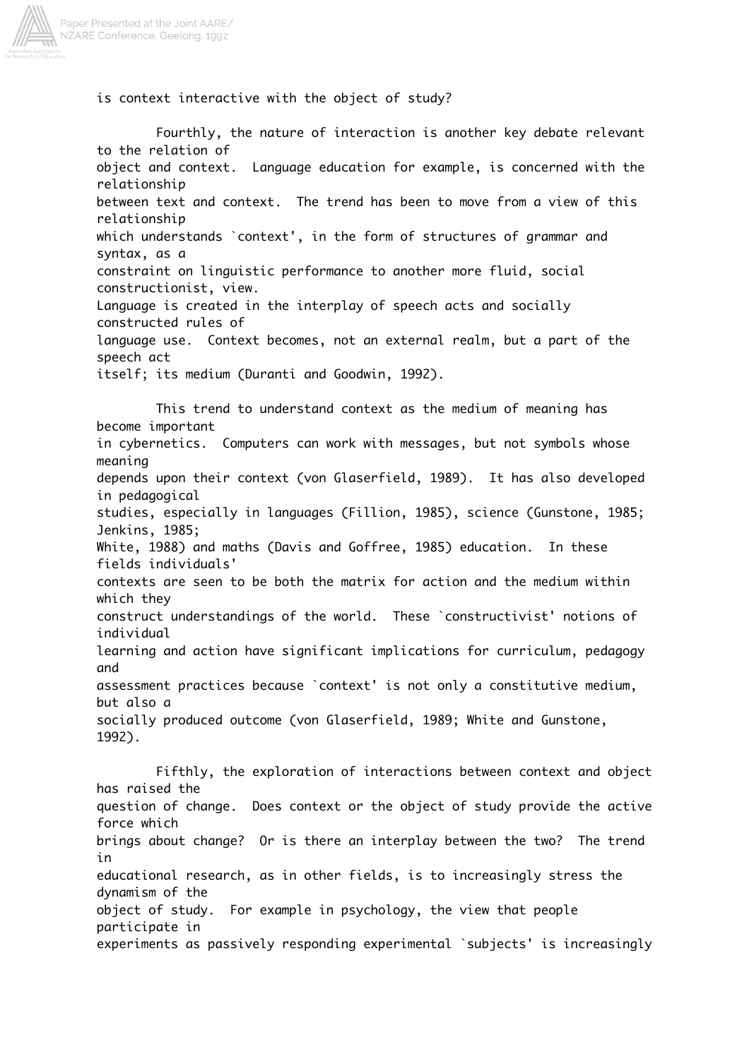is context interactive with the object of study?

Fourthly, the nature of interaction is another key debate relevant to the relation of object and context. Language education for example, is concerned with the relationship between text and context. The trend has been to move from a view of this relationship which understands `context', in the form of structures of grammar and syntax, as a constraint on linguistic performance to another more fluid, social constructionist, view. Language is created in the interplay of speech acts and socially constructed rules of language use. Context becomes, not an external realm, but a part of the speech act itself; its medium (Duranti and Goodwin, 1992).

This trend to understand context as the medium of meaning has become important in cybernetics. Computers can work with messages, but not symbols whose meaning depends upon their context (von Glaserfield, 1989). It has also developed in pedagogical studies, especially in languages (Fillion, 1985), science (Gunstone, 1985; Jenkins, 1985; White, 1988) and maths (Davis and Goffree, 1985) education. In these fields individuals' contexts are seen to be both the matrix for action and the medium within which they construct understandings of the world. These `constructivist' notions of individual learning and action have significant implications for curriculum, pedagogy and assessment practices because `context' is not only a constitutive medium, but also a socially produced outcome (von Glaserfield, 1989; White and Gunstone, 1992).

Fifthly, the exploration of interactions between context and object has raised the question of change. Does context or the object of study provide the active force which brings about change? Or is there an interplay between the two? The trend in educational research, as in other fields, is to increasingly stress the dynamism of the object of study. For example in psychology, the view that people participate in experiments as passively responding experimental `subjects' is increasingly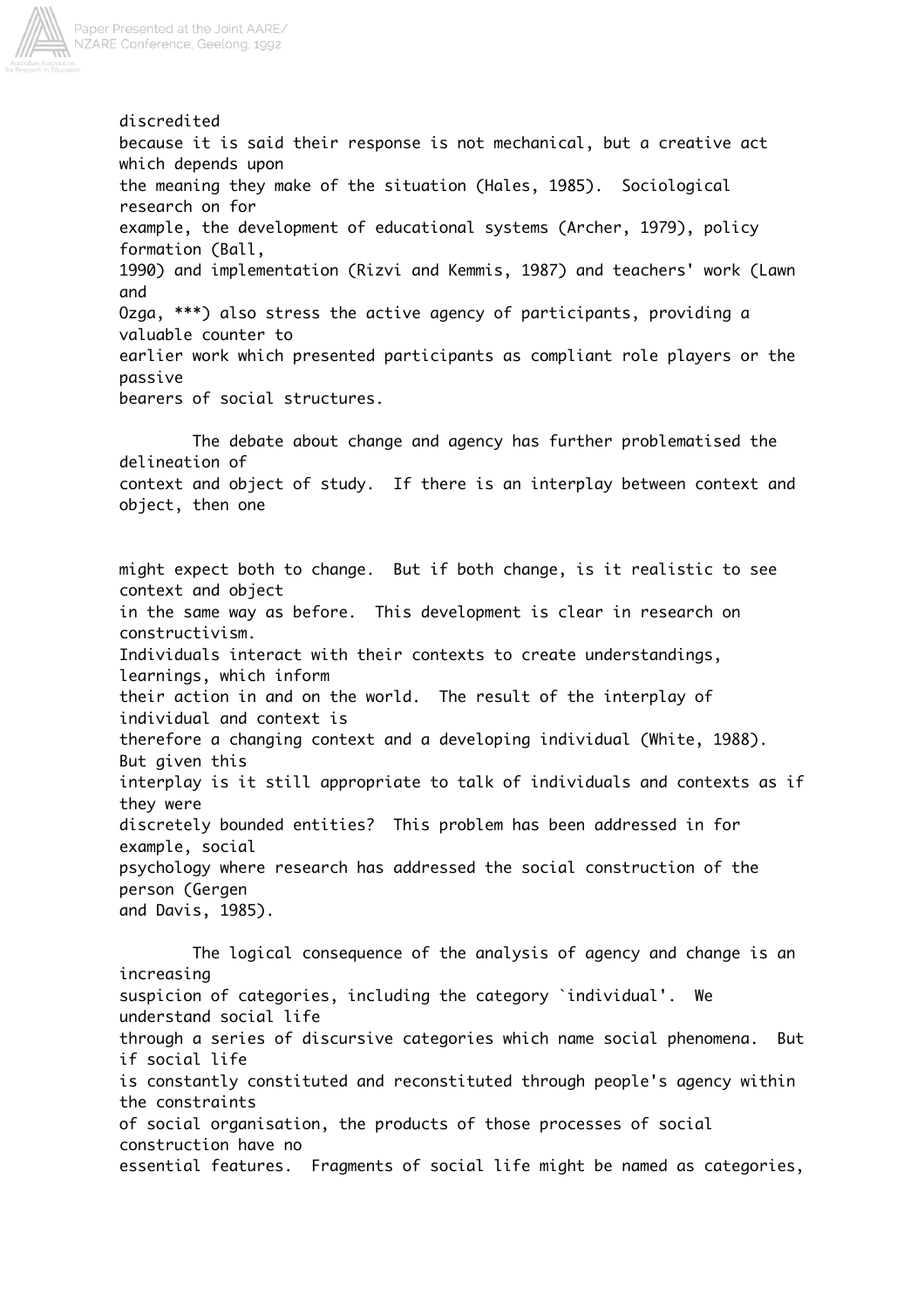discredited because it is said their response is not mechanical, but a creative act which depends upon the meaning they make of the situation (Hales, 1985). Sociological research on for example, the development of educational systems (Archer, 1979), policy formation (Ball, 1990) and implementation (Rizvi and Kemmis, 1987) and teachers' work (Lawn and Ozga, ***) also stress the active agency of participants, providing a valuable counter to earlier work which presented participants as compliant role players or the passive bearers of social structures.

The debate about change and agency has further problematised the delineation of context and object of study. If there is an interplay between context and object, then one might expect both to change. But if both change, is it realistic to see context and object in the same way as before. This development is clear in research on constructivism. Individuals interact with their contexts to create understandings, learnings, which inform their action in and on the world. The result of the interplay of individual and context is therefore a changing context and a developing individual (White, 1988). But given this interplay is it still appropriate to talk of individuals and contexts as if they were discretely bounded entities? This problem has been addressed in for example, social psychology where research has addressed the social construction of the person (Gergen and Davis, 1985).

The logical consequence of the analysis of agency and change is an increasing suspicion of categories, including the category `individual'. We understand social life through a series of discursive categories which name social phenomena. But if social life is constantly constituted and reconstituted through people's agency within the constraints of social organisation, the products of those processes of social construction have no essential features. Fragments of social life might be named as categories,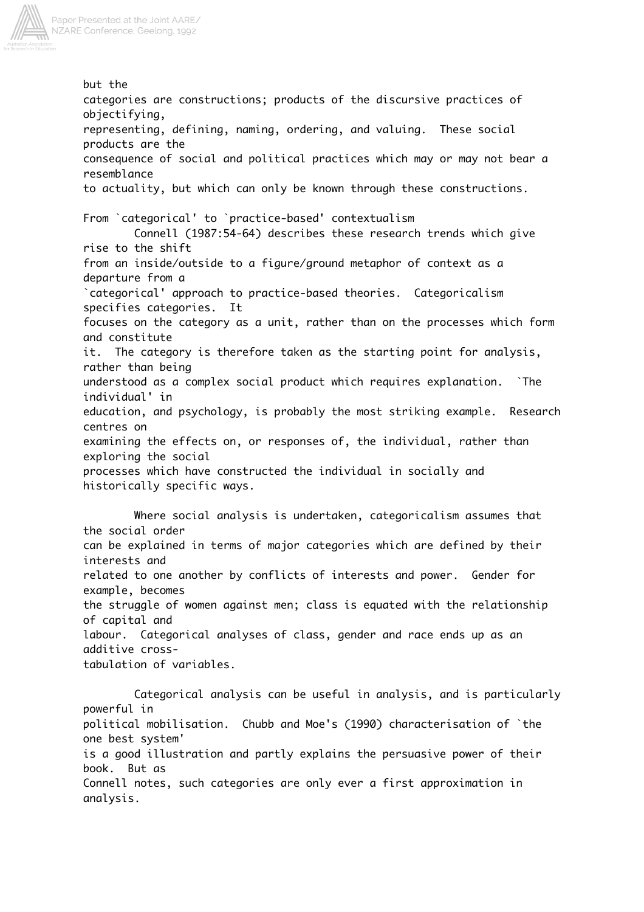but the categories are constructions; products of the discursive practices of objectifying, representing, defining, naming, ordering, and valuing. These social products are the consequence of social and political practices which may or may not bear a resemblance to actuality, but which can only be known through these constructions.

### From `categorical' to `practice-based' contextualism

Connell (1987:54-64) describes these research trends which give rise to the shift from an inside/outside to a figure/ground metaphor of context as a departure from a `categorical' approach to practice-based theories. Categoricalism specifies categories. It focuses on the category as a unit, rather than on the processes which form and constitute it. The category is therefore taken as the starting point for analysis, rather than being understood as a complex social product which requires explanation. `The individual' in education, and psychology, is probably the most striking example. Research centres on examining the effects on, or responses of, the individual, rather than exploring the social processes which have constructed the individual in socially and historically specific ways.

Where social analysis is undertaken, categoricalism assumes that the social order can be explained in terms of major categories which are defined by their interests and related to one another by conflicts of interests and power. Gender for example, becomes the struggle of women against men; class is equated with the relationship of capital and labour. Categorical analyses of class, gender and race ends up as an additive cross-tabulation of variables.

Categorical analysis can be useful in analysis, and is particularly powerful in political mobilisation. Chubb and Moe's (1990) characterisation of `the one best system' is a good illustration and partly explains the persuasive power of their book. But as Connell notes, such categories are only ever a first approximation in analysis.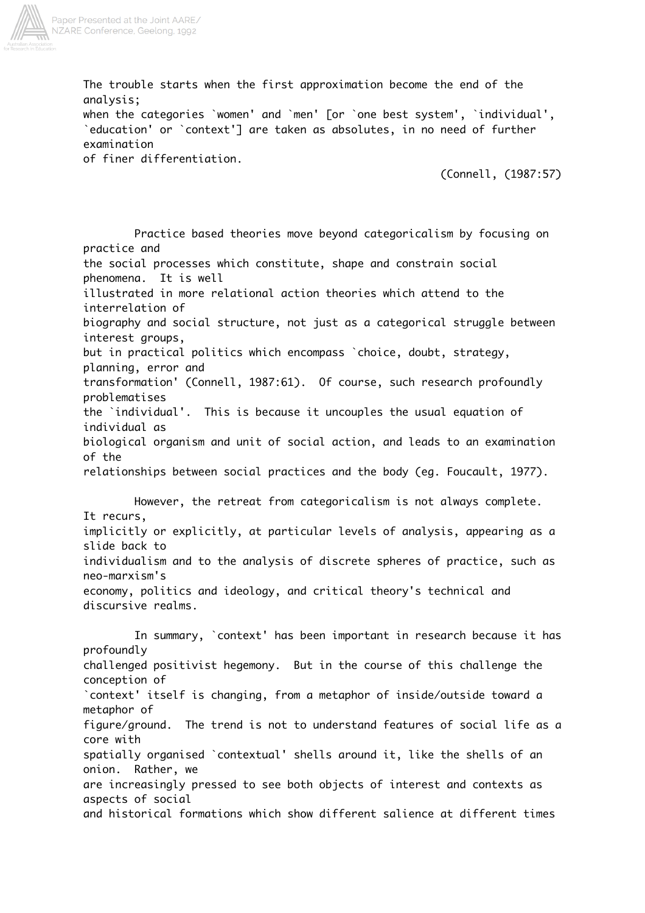> The trouble starts when the first approximation become the end of the analysis;
> when the categories `women' and `men' [or `one best system', `individual', `education' or `context'] are taken as absolutes, in no need of further examination of finer differentiation.
>
> (Connell, (1987:57)

Practice based theories move beyond categoricalism by focusing on practice and the social processes which constitute, shape and constrain social phenomena. It is well illustrated in more relational action theories which attend to the interrelation of biography and social structure, not just as a categorical struggle between interest groups, but in practical politics which encompass `choice, doubt, strategy, planning, error and transformation' (Connell, 1987:61). Of course, such research profoundly problematises the `individual'. This is because it uncouples the usual equation of individual as biological organism and unit of social action, and leads to an examination of the relationships between social practices and the body (eg. Foucault, 1977).

However, the retreat from categoricalism is not always complete. It recurs, implicitly or explicitly, at particular levels of analysis, appearing as a slide back to individualism and to the analysis of discrete spheres of practice, such as neo-marxism's economy, politics and ideology, and critical theory's technical and discursive realms.

In summary, `context' has been important in research because it has profoundly challenged positivist hegemony. But in the course of this challenge the conception of `context' itself is changing, from a metaphor of inside/outside toward a metaphor of figure/ground. The trend is not to understand features of social life as a core with spatially organised `contextual' shells around it, like the shells of an onion. Rather, we are increasingly pressed to see both objects of interest and contexts as aspects of social and historical formations which show different salience at different times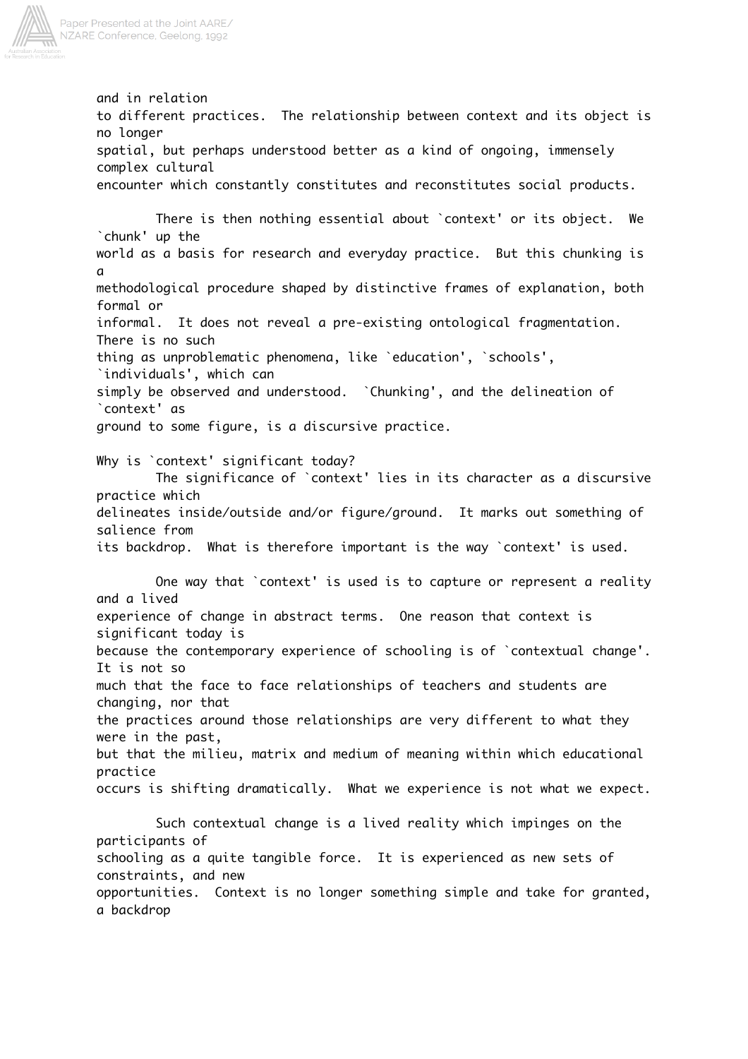and in relation to different practices. The relationship between context and its object is no longer spatial, but perhaps understood better as a kind of ongoing, immensely complex cultural encounter which constantly constitutes and reconstitutes social products.

There is then nothing essential about `context' or its object. We `chunk' up the world as a basis for research and everyday practice. But this chunking is a methodological procedure shaped by distinctive frames of explanation, both formal or informal. It does not reveal a pre-existing ontological fragmentation. There is no such thing as unproblematic phenomena, like `education', `schools', `individuals', which can simply be observed and understood. `Chunking', and the delineation of `context' as ground to some figure, is a discursive practice.

## Why is `context' significant today?

The significance of `context' lies in its character as a discursive practice which delineates inside/outside and/or figure/ground. It marks out something of salience from its backdrop. What is therefore important is the way `context' is used.

One way that `context' is used is to capture or represent a reality and a lived experience of change in abstract terms. One reason that context is significant today is because the contemporary experience of schooling is of `contextual change'. It is not so much that the face to face relationships of teachers and students are changing, nor that the practices around those relationships are very different to what they were in the past, but that the milieu, matrix and medium of meaning within which educational practice occurs is shifting dramatically. What we experience is not what we expect.

Such contextual change is a lived reality which impinges on the participants of schooling as a quite tangible force. It is experienced as new sets of constraints, and new opportunities. Context is no longer something simple and take for granted, a backdrop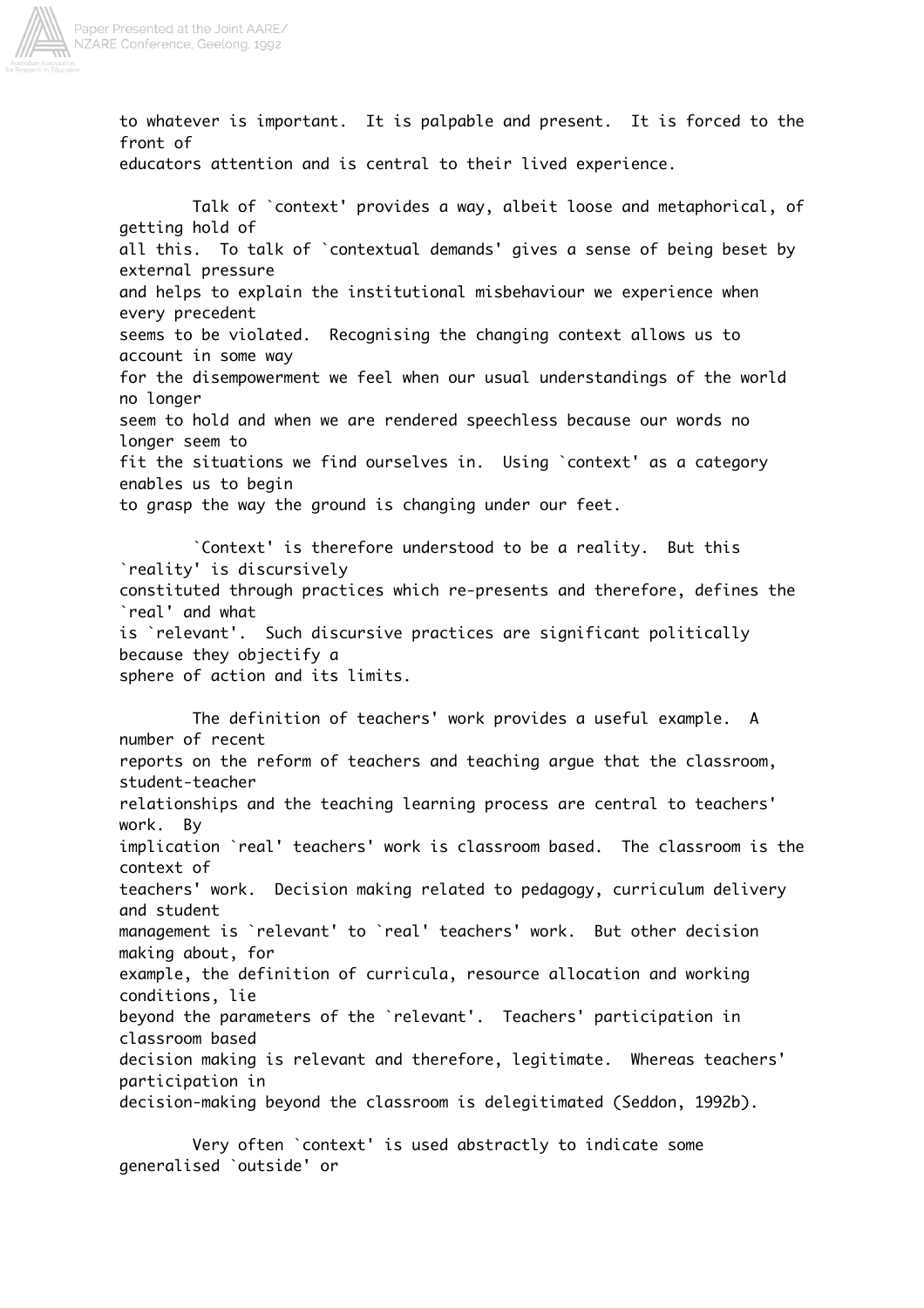to whatever is important. It is palpable and present. It is forced to the front of educators attention and is central to their lived experience.

Talk of `context' provides a way, albeit loose and metaphorical, of getting hold of all this. To talk of `contextual demands' gives a sense of being beset by external pressure and helps to explain the institutional misbehaviour we experience when every precedent seems to be violated. Recognising the changing context allows us to account in some way for the disempowerment we feel when our usual understandings of the world no longer seem to hold and when we are rendered speechless because our words no longer seem to fit the situations we find ourselves in. Using `context' as a category enables us to begin to grasp the way the ground is changing under our feet.

`Context' is therefore understood to be a reality. But this `reality' is discursively constituted through practices which re-presents and therefore, defines the `real' and what is `relevant'. Such discursive practices are significant politically because they objectify a sphere of action and its limits.

The definition of teachers' work provides a useful example. A number of recent reports on the reform of teachers and teaching argue that the classroom, student-teacher relationships and the teaching learning process are central to teachers' work. By implication `real' teachers' work is classroom based. The classroom is the context of teachers' work. Decision making related to pedagogy, curriculum delivery and student management is `relevant' to `real' teachers' work. But other decision making about, for example, the definition of curricula, resource allocation and working conditions, lie beyond the parameters of the `relevant'. Teachers' participation in classroom based decision making is relevant and therefore, legitimate. Whereas teachers' participation in decision-making beyond the classroom is delegitimated (Seddon, 1992b).

Very often `context' is used abstractly to indicate some generalised `outside' or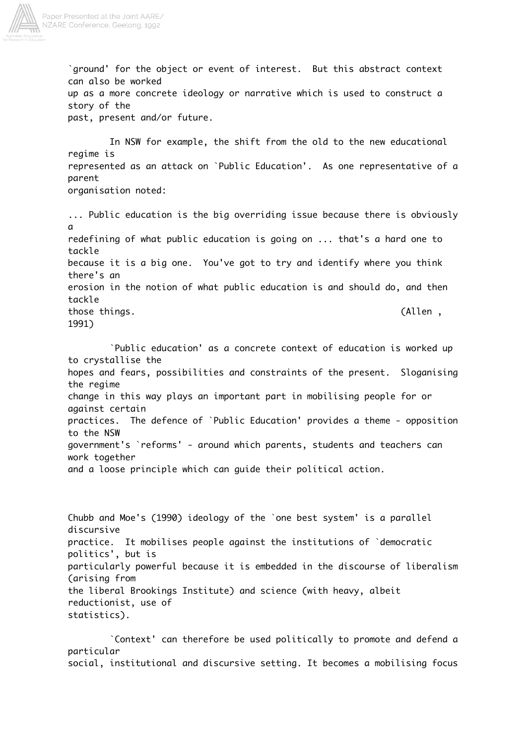`ground' for the object or event of interest. But this abstract context can also be worked up as a more concrete ideology or narrative which is used to construct a story of the past, present and/or future.

In NSW for example, the shift from the old to the new educational regime is represented as an attack on `Public Education'. As one representative of a parent organisation noted:

> ... Public education is the big overriding issue because there is obviously a redefining of what public education is going on ... that's a hard one to tackle because it is a big one. You've got to try and identify where you think there's an erosion in the notion of what public education is and should do, and then tackle those things. (Allen , 1991)

`Public education' as a concrete context of education is worked up to crystallise the hopes and fears, possibilities and constraints of the present. Sloganising the regime change in this way plays an important part in mobilising people for or against certain practices. The defence of `Public Education' provides a theme - opposition to the NSW government's `reforms' - around which parents, students and teachers can work together and a loose principle which can guide their political action.

Chubb and Moe's (1990) ideology of the `one best system' is a parallel discursive practice. It mobilises people against the institutions of `democratic politics', but is particularly powerful because it is embedded in the discourse of liberalism (arising from the liberal Brookings Institute) and science (with heavy, albeit reductionist, use of statistics).

`Context' can therefore be used politically to promote and defend a particular social, institutional and discursive setting. It becomes a mobilising focus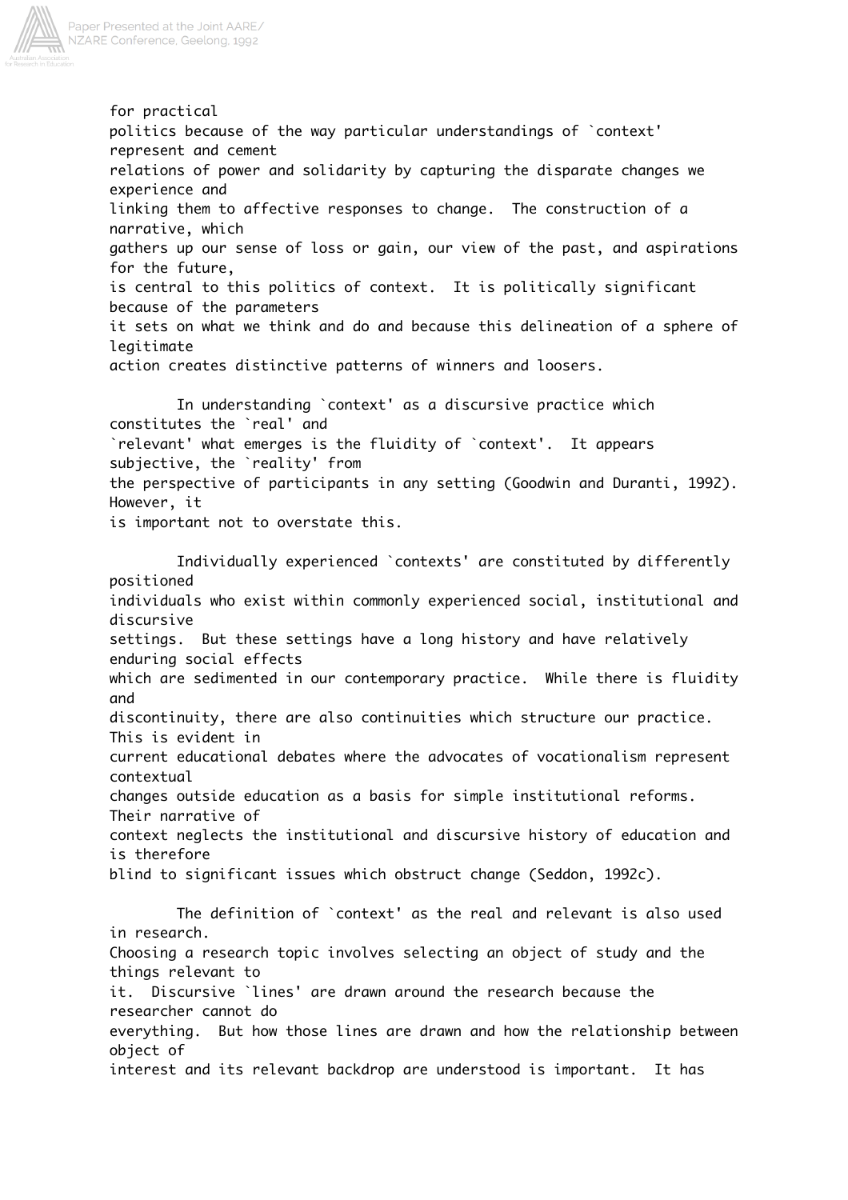for practical politics because of the way particular understandings of `context' represent and cement relations of power and solidarity by capturing the disparate changes we experience and linking them to affective responses to change. The construction of a narrative, which gathers up our sense of loss or gain, our view of the past, and aspirations for the future, is central to this politics of context. It is politically significant because of the parameters it sets on what we think and do and because this delineation of a sphere of legitimate action creates distinctive patterns of winners and loosers.

In understanding `context' as a discursive practice which constitutes the `real' and `relevant' what emerges is the fluidity of `context'. It appears subjective, the `reality' from the perspective of participants in any setting (Goodwin and Duranti, 1992). However, it is important not to overstate this.

Individually experienced `contexts' are constituted by differently positioned individuals who exist within commonly experienced social, institutional and discursive settings. But these settings have a long history and have relatively enduring social effects which are sedimented in our contemporary practice. While there is fluidity and discontinuity, there are also continuities which structure our practice. This is evident in current educational debates where the advocates of vocationalism represent contextual changes outside education as a basis for simple institutional reforms. Their narrative of context neglects the institutional and discursive history of education and is therefore blind to significant issues which obstruct change (Seddon, 1992c).

The definition of `context' as the real and relevant is also used in research. Choosing a research topic involves selecting an object of study and the things relevant to it. Discursive `lines' are drawn around the research because the researcher cannot do everything. But how those lines are drawn and how the relationship between object of interest and its relevant backdrop are understood is important. It has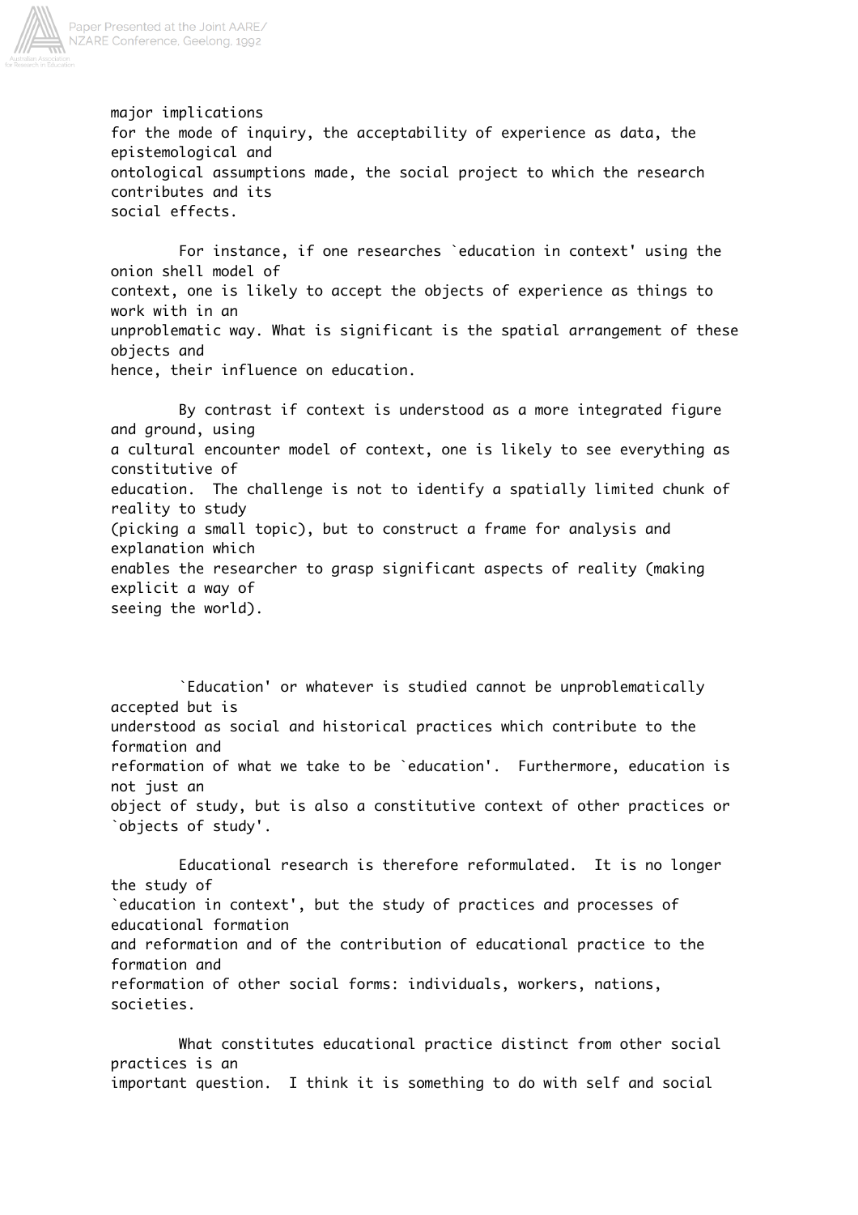major implications for the mode of inquiry, the acceptability of experience as data, the epistemological and ontological assumptions made, the social project to which the research contributes and its social effects.

For instance, if one researches `education in context' using the onion shell model of context, one is likely to accept the objects of experience as things to work with in an unproblematic way. What is significant is the spatial arrangement of these objects and hence, their influence on education.

By contrast if context is understood as a more integrated figure and ground, using a cultural encounter model of context, one is likely to see everything as constitutive of education. The challenge is not to identify a spatially limited chunk of reality to study (picking a small topic), but to construct a frame for analysis and explanation which enables the researcher to grasp significant aspects of reality (making explicit a way of seeing the world).

`Education' or whatever is studied cannot be unproblematically accepted but is understood as social and historical practices which contribute to the formation and reformation of what we take to be `education'. Furthermore, education is not just an object of study, but is also a constitutive context of other practices or `objects of study'.

Educational research is therefore reformulated. It is no longer the study of `education in context', but the study of practices and processes of educational formation and reformation and of the contribution of educational practice to the formation and reformation of other social forms: individuals, workers, nations, societies.

What constitutes educational practice distinct from other social practices is an important question. I think it is something to do with self and social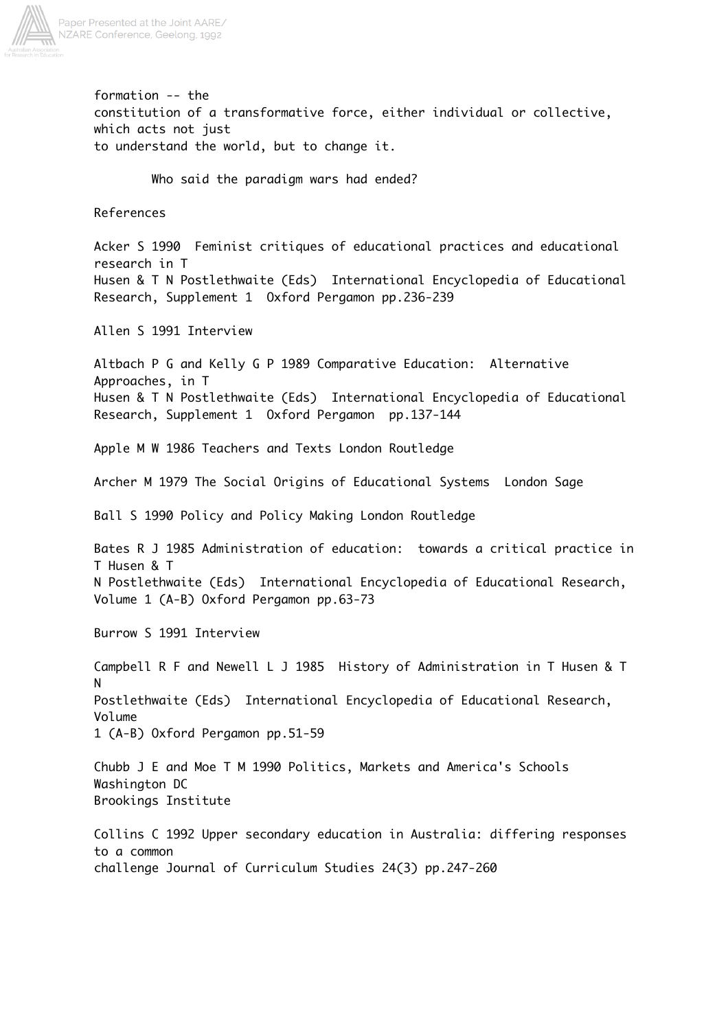formation -- the constitution of a transformative force, either individual or collective, which acts not just to understand the world, but to change it.

Who said the paradigm wars had ended?

## References

Acker S 1990 Feminist critiques of educational practices and educational research in T Husen & T N Postlethwaite (Eds) International Encyclopedia of Educational Research, Supplement 1 Oxford Pergamon pp.236-239

Allen S 1991 Interview

Altbach P G and Kelly G P 1989 Comparative Education: Alternative Approaches, in T Husen & T N Postlethwaite (Eds) International Encyclopedia of Educational Research, Supplement 1 Oxford Pergamon pp.137-144

Apple M W 1986 Teachers and Texts London Routledge

Archer M 1979 The Social Origins of Educational Systems London Sage

Ball S 1990 Policy and Policy Making London Routledge

Bates R J 1985 Administration of education: towards a critical practice in T Husen & T N Postlethwaite (Eds) International Encyclopedia of Educational Research, Volume 1 (A-B) Oxford Pergamon pp.63-73

Burrow S 1991 Interview

Campbell R F and Newell L J 1985 History of Administration in T Husen & T N Postlethwaite (Eds) International Encyclopedia of Educational Research, Volume 1 (A-B) Oxford Pergamon pp.51-59

Chubb J E and Moe T M 1990 Politics, Markets and America's Schools Washington DC Brookings Institute

Collins C 1992 Upper secondary education in Australia: differing responses to a common challenge Journal of Curriculum Studies 24(3) pp.247-260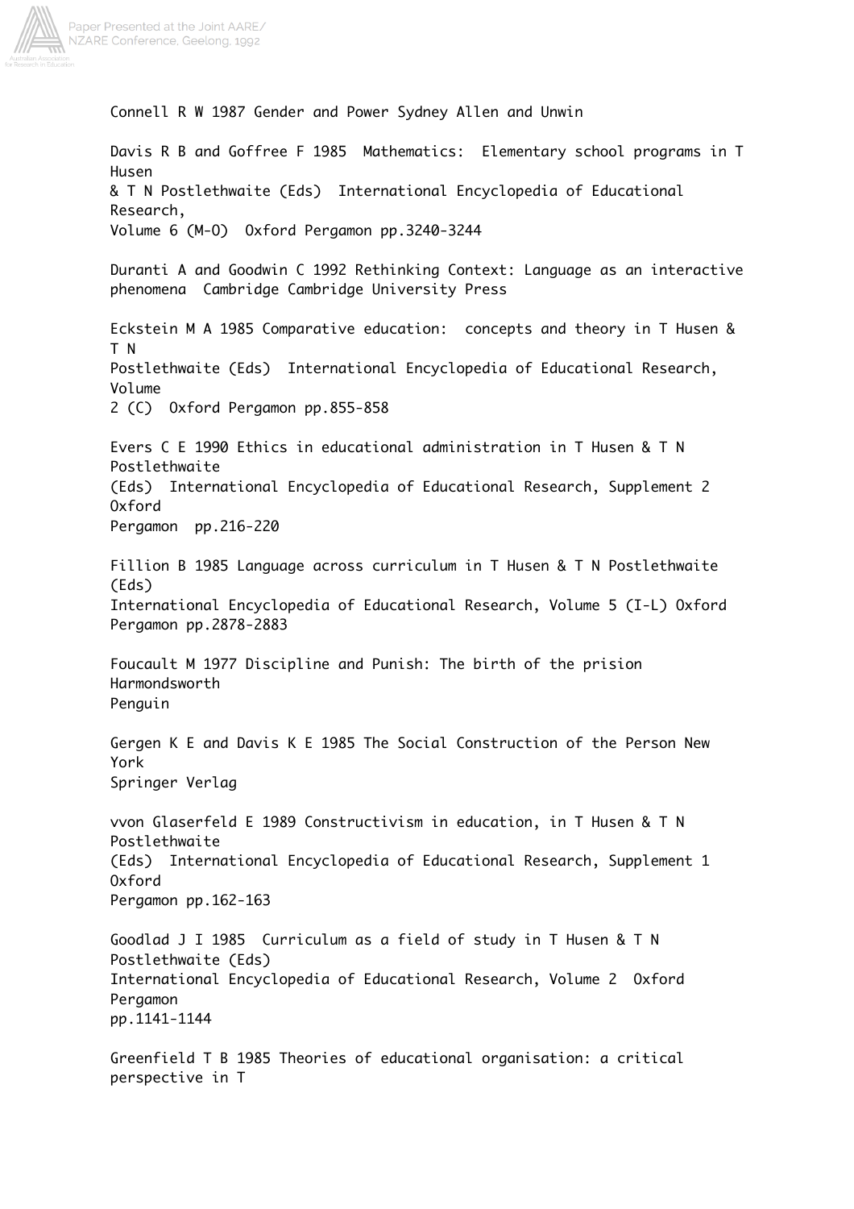Connell R W 1987 Gender and Power Sydney Allen and Unwin

Davis R B and Goffree F 1985 Mathematics: Elementary school programs in T Husen & T N Postlethwaite (Eds) International Encyclopedia of Educational Research, Volume 6 (M-O) Oxford Pergamon pp.3240-3244

Duranti A and Goodwin C 1992 Rethinking Context: Language as an interactive phenomena Cambridge Cambridge University Press

Eckstein M A 1985 Comparative education: concepts and theory in T Husen & T N Postlethwaite (Eds) International Encyclopedia of Educational Research, Volume 2 (C) Oxford Pergamon pp.855-858

Evers C E 1990 Ethics in educational administration in T Husen & T N Postlethwaite (Eds) International Encyclopedia of Educational Research, Supplement 2 Oxford Pergamon pp.216-220

Fillion B 1985 Language across curriculum in T Husen & T N Postlethwaite (Eds) International Encyclopedia of Educational Research, Volume 5 (I-L) Oxford Pergamon pp.2878-2883

Foucault M 1977 Discipline and Punish: The birth of the prision Harmondsworth Penguin

Gergen K E and Davis K E 1985 The Social Construction of the Person New York Springer Verlag

vvon Glaserfeld E 1989 Constructivism in education, in T Husen & T N Postlethwaite (Eds) International Encyclopedia of Educational Research, Supplement 1 Oxford Pergamon pp.162-163

Goodlad J I 1985 Curriculum as a field of study in T Husen & T N Postlethwaite (Eds) International Encyclopedia of Educational Research, Volume 2 Oxford Pergamon pp.1141-1144

Greenfield T B 1985 Theories of educational organisation: a critical perspective in T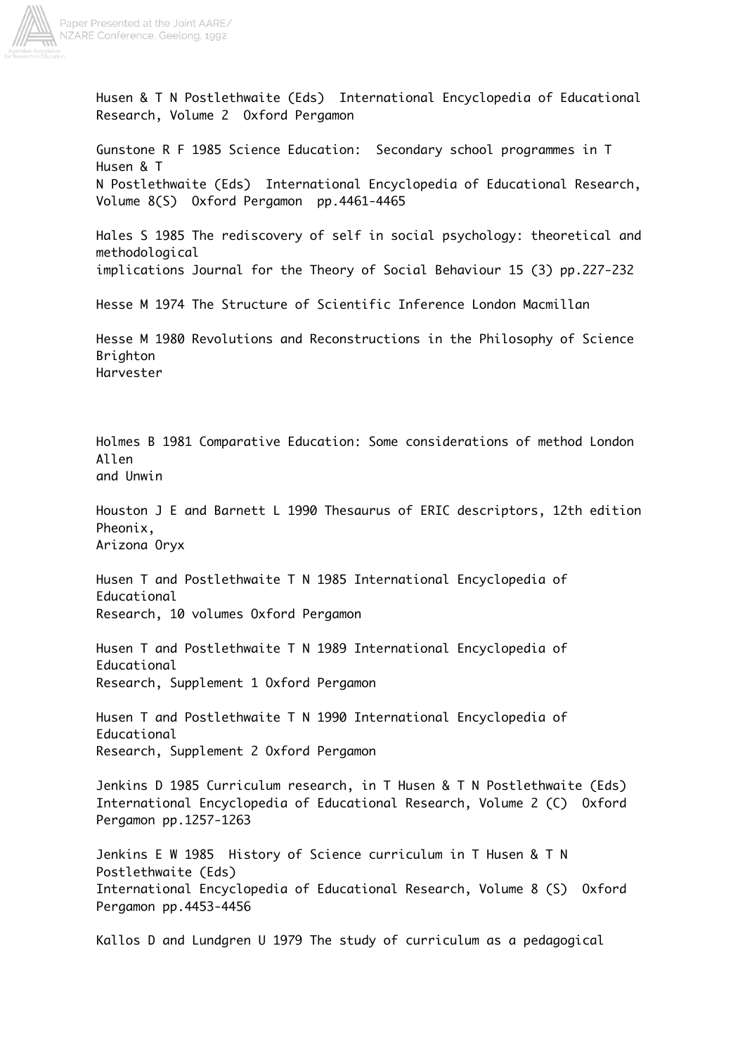Husen & T N Postlethwaite (Eds) International Encyclopedia of Educational Research, Volume 2 Oxford Pergamon

Gunstone R F 1985 Science Education: Secondary school programmes in T Husen & T N Postlethwaite (Eds) International Encyclopedia of Educational Research, Volume 8(S) Oxford Pergamon pp.4461-4465

Hales S 1985 The rediscovery of self in social psychology: theoretical and methodological implications Journal for the Theory of Social Behaviour 15 (3) pp.227-232

Hesse M 1974 The Structure of Scientific Inference London Macmillan

Hesse M 1980 Revolutions and Reconstructions in the Philosophy of Science Brighton Harvester

Holmes B 1981 Comparative Education: Some considerations of method London Allen and Unwin

Houston J E and Barnett L 1990 Thesaurus of ERIC descriptors, 12th edition Pheonix, Arizona Oryx

Husen T and Postlethwaite T N 1985 International Encyclopedia of Educational Research, 10 volumes Oxford Pergamon

Husen T and Postlethwaite T N 1989 International Encyclopedia of Educational Research, Supplement 1 Oxford Pergamon

Husen T and Postlethwaite T N 1990 International Encyclopedia of Educational Research, Supplement 2 Oxford Pergamon

Jenkins D 1985 Curriculum research, in T Husen & T N Postlethwaite (Eds) International Encyclopedia of Educational Research, Volume 2 (C) Oxford Pergamon pp.1257-1263

Jenkins E W 1985 History of Science curriculum in T Husen & T N Postlethwaite (Eds) International Encyclopedia of Educational Research, Volume 8 (S) Oxford Pergamon pp.4453-4456

Kallos D and Lundgren U 1979 The study of curriculum as a pedagogical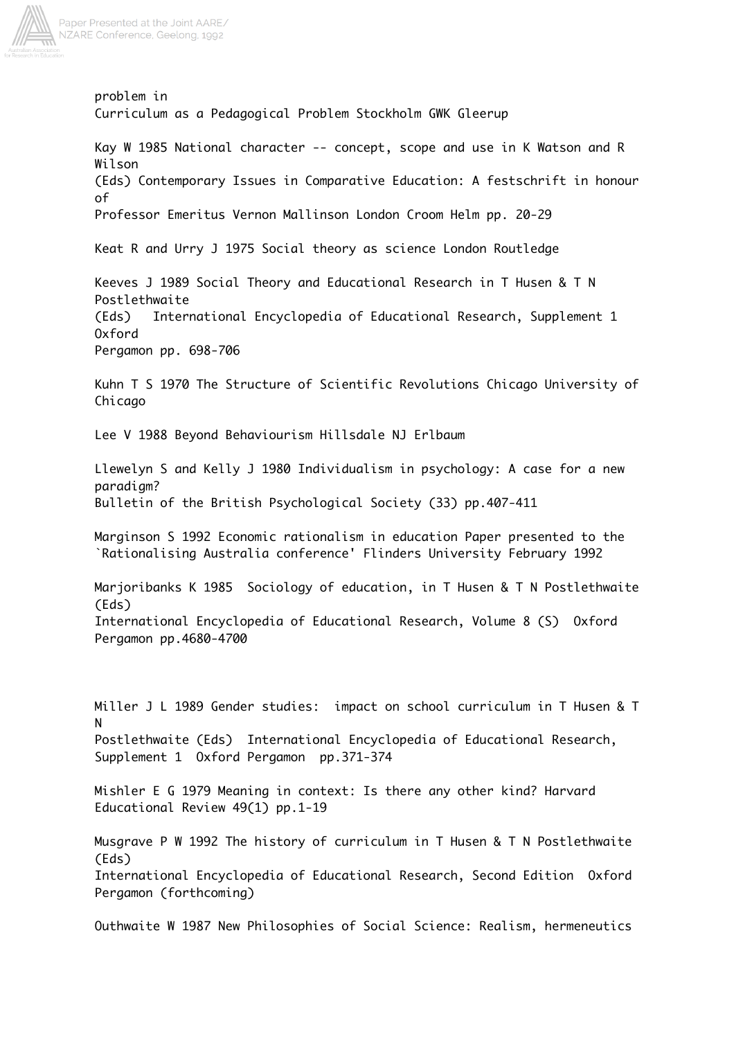problem in
Curriculum as a Pedagogical Problem Stockholm GWK Gleerup

Kay W 1985 National character -- concept, scope and use in K Watson and R Wilson (Eds) Contemporary Issues in Comparative Education: A festschrift in honour of Professor Emeritus Vernon Mallinson London Croom Helm pp. 20-29

Keat R and Urry J 1975 Social theory as science London Routledge

Keeves J 1989 Social Theory and Educational Research in T Husen & T N Postlethwaite (Eds) International Encyclopedia of Educational Research, Supplement 1 Oxford Pergamon pp. 698-706

Kuhn T S 1970 The Structure of Scientific Revolutions Chicago University of Chicago

Lee V 1988 Beyond Behaviourism Hillsdale NJ Erlbaum

Llewelyn S and Kelly J 1980 Individualism in psychology: A case for a new paradigm? Bulletin of the British Psychological Society (33) pp.407-411

Marginson S 1992 Economic rationalism in education Paper presented to the `Rationalising Australia conference' Flinders University February 1992

Marjoribanks K 1985 Sociology of education, in T Husen & T N Postlethwaite (Eds) International Encyclopedia of Educational Research, Volume 8 (S) Oxford Pergamon pp.4680-4700

Miller J L 1989 Gender studies: impact on school curriculum in T Husen & T N Postlethwaite (Eds) International Encyclopedia of Educational Research, Supplement 1 Oxford Pergamon pp.371-374

Mishler E G 1979 Meaning in context: Is there any other kind? Harvard Educational Review 49(1) pp.1-19

Musgrave P W 1992 The history of curriculum in T Husen & T N Postlethwaite (Eds) International Encyclopedia of Educational Research, Second Edition Oxford Pergamon (forthcoming)

Outhwaite W 1987 New Philosophies of Social Science: Realism, hermeneutics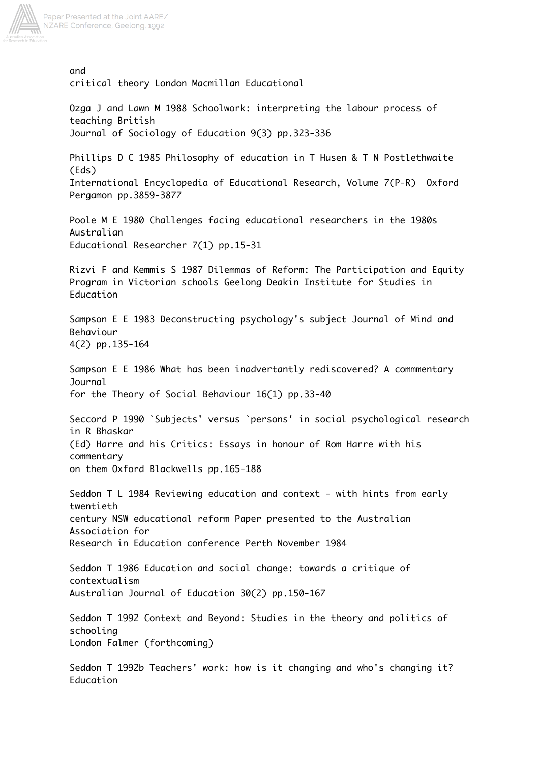and
critical theory London Macmillan Educational

Ozga J and Lawn M 1988 Schoolwork: interpreting the labour process of teaching British
Journal of Sociology of Education 9(3) pp.323-336

Phillips D C 1985 Philosophy of education in T Husen & T N Postlethwaite (Eds)
International Encyclopedia of Educational Research, Volume 7(P-R) Oxford Pergamon pp.3859-3877

Poole M E 1980 Challenges facing educational researchers in the 1980s Australian
Educational Researcher 7(1) pp.15-31

Rizvi F and Kemmis S 1987 Dilemmas of Reform: The Participation and Equity Program in Victorian schools Geelong Deakin Institute for Studies in Education

Sampson E E 1983 Deconstructing psychology's subject Journal of Mind and Behaviour
4(2) pp.135-164

Sampson E E 1986 What has been inadvertantly rediscovered? A commmentary Journal
for the Theory of Social Behaviour 16(1) pp.33-40

Seccord P 1990 `Subjects' versus `persons' in social psychological research in R Bhaskar
(Ed) Harre and his Critics: Essays in honour of Rom Harre with his commentary
on them Oxford Blackwells pp.165-188

Seddon T L 1984 Reviewing education and context - with hints from early twentieth
century NSW educational reform Paper presented to the Australian Association for
Research in Education conference Perth November 1984

Seddon T 1986 Education and social change: towards a critique of contextualism
Australian Journal of Education 30(2) pp.150-167

Seddon T 1992 Context and Beyond: Studies in the theory and politics of schooling
London Falmer (forthcoming)

Seddon T 1992b Teachers' work: how is it changing and who's changing it? Education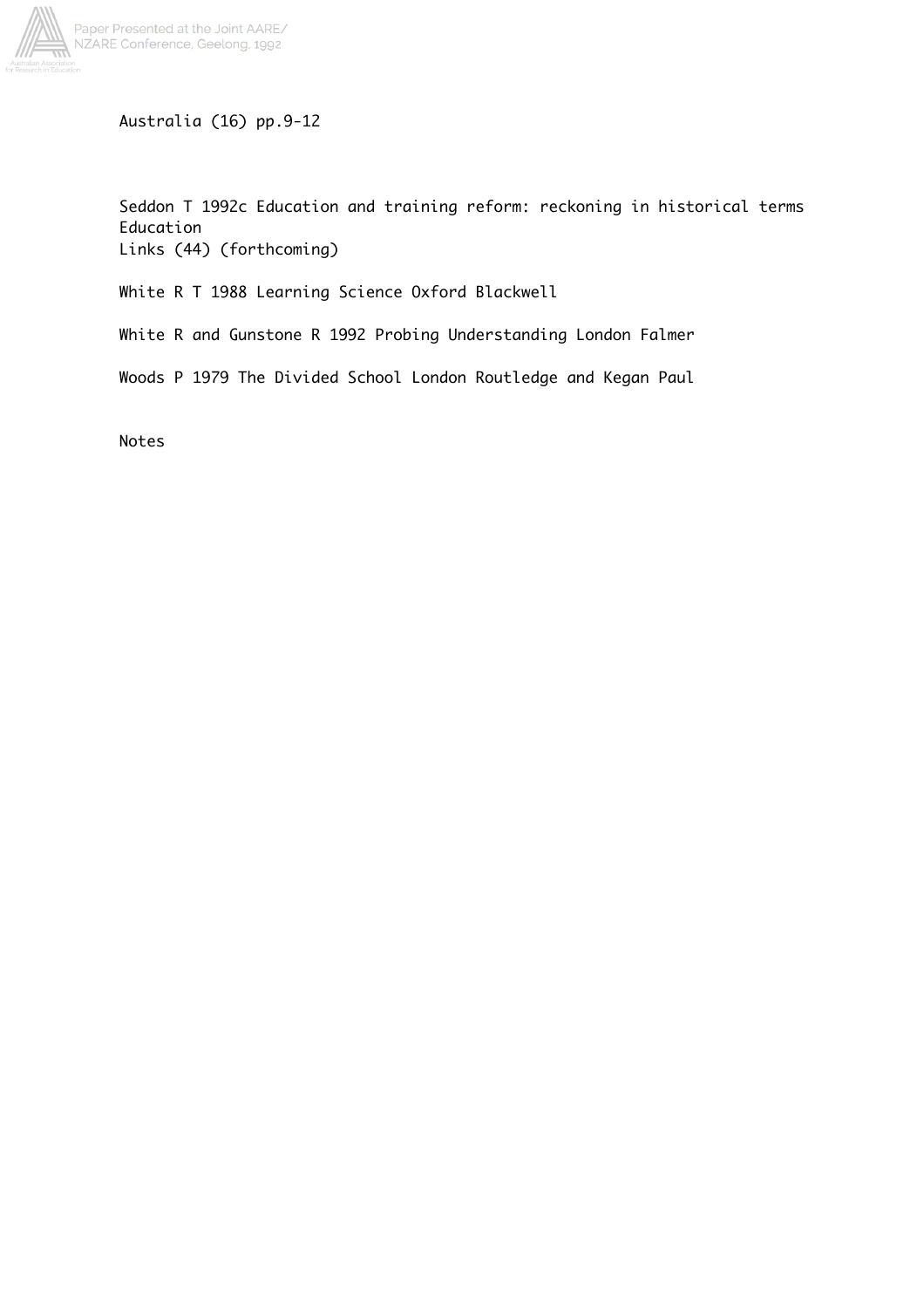Australia (16) pp.9-12

Seddon T 1992c Education and training reform: reckoning in historical terms Education
Links (44) (forthcoming)

White R T 1988 Learning Science Oxford Blackwell

White R and Gunstone R 1992 Probing Understanding London Falmer

Woods P 1979 The Divided School London Routledge and Kegan Paul

Notes